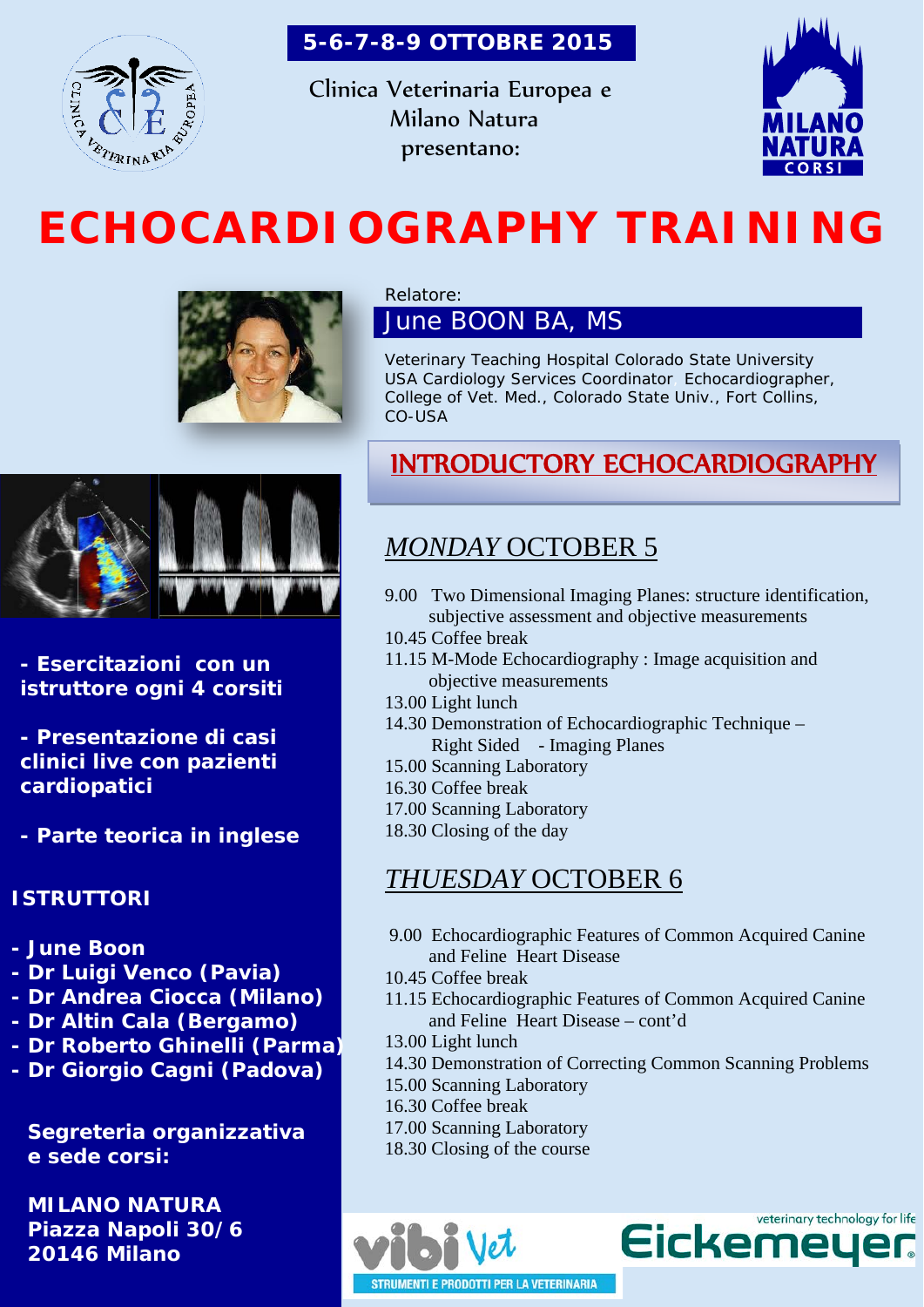**5-6-7-8-9 OTTOBRE 2015**

Clinica Veterinaria Europea e Milano Natura presentano:

# ECHOCARDIOGRAPHY TRAINING

Relatore:

**June BOON BA, MS**

Veterinary Teaching Hospital Colorado State University USA Cardiology Services Coordinator, Echocardiographer, College of Vet. Med., Colorado State Univ., Fort Collins, CO-USA

## INTRODUCTORY ECHOCARDIOGRAPHY

### *MONDAY* OCTOBER 5

9.00 Two Dimensional Imaging Planes: structure identification, subjective assessment and objective measurements
10.45 Coffee break
11.15 M-Mode Echocardiography : Image acquisition and objective measurements
13.00 Light lunch
14.30 Demonstration of Echocardiographic Technique – Right Sided - Imaging Planes
15.00 Scanning Laboratory
16.30 Coffee break
17.00 Scanning Laboratory
18.30 Closing of the day

### *THUESDAY* OCTOBER 6

9.00 Echocardiographic Features of Common Acquired Canine and Feline Heart Disease
10.45 Coffee break
11.15 Echocardiographic Features of Common Acquired Canine and Feline Heart Disease – cont'd
13.00 Light lunch
14.30 Demonstration of Correcting Common Scanning Problems
15.00 Scanning Laboratory
16.30 Coffee break
17.00 Scanning Laboratory
18.30 Closing of the course

**- Esercitazioni con un istruttore ogni 4 corsiti**

**- Presentazione di casi clinici live con pazienti cardiopatici**

**- Parte teorica in inglese**

**ISTRUTTORI**

- **June Boon**
- **Dr Luigi Venco (Pavia)**
- **Dr Andrea Ciocca (Milano)**
- **Dr Altin Cala (Bergamo)**
- **Dr Roberto Ghinelli (Parma)**
- **Dr Giorgio Cagni (Padova)**

**Segreteria organizzativa e sede corsi:**

**MILANO NATURA**
**Piazza Napoli 30/6**
**20146 Milano**

vibi Vet – STRUMENTI E PRODOTTI PER LA VETERINARIA

Eickemeyer – veterinary technology for life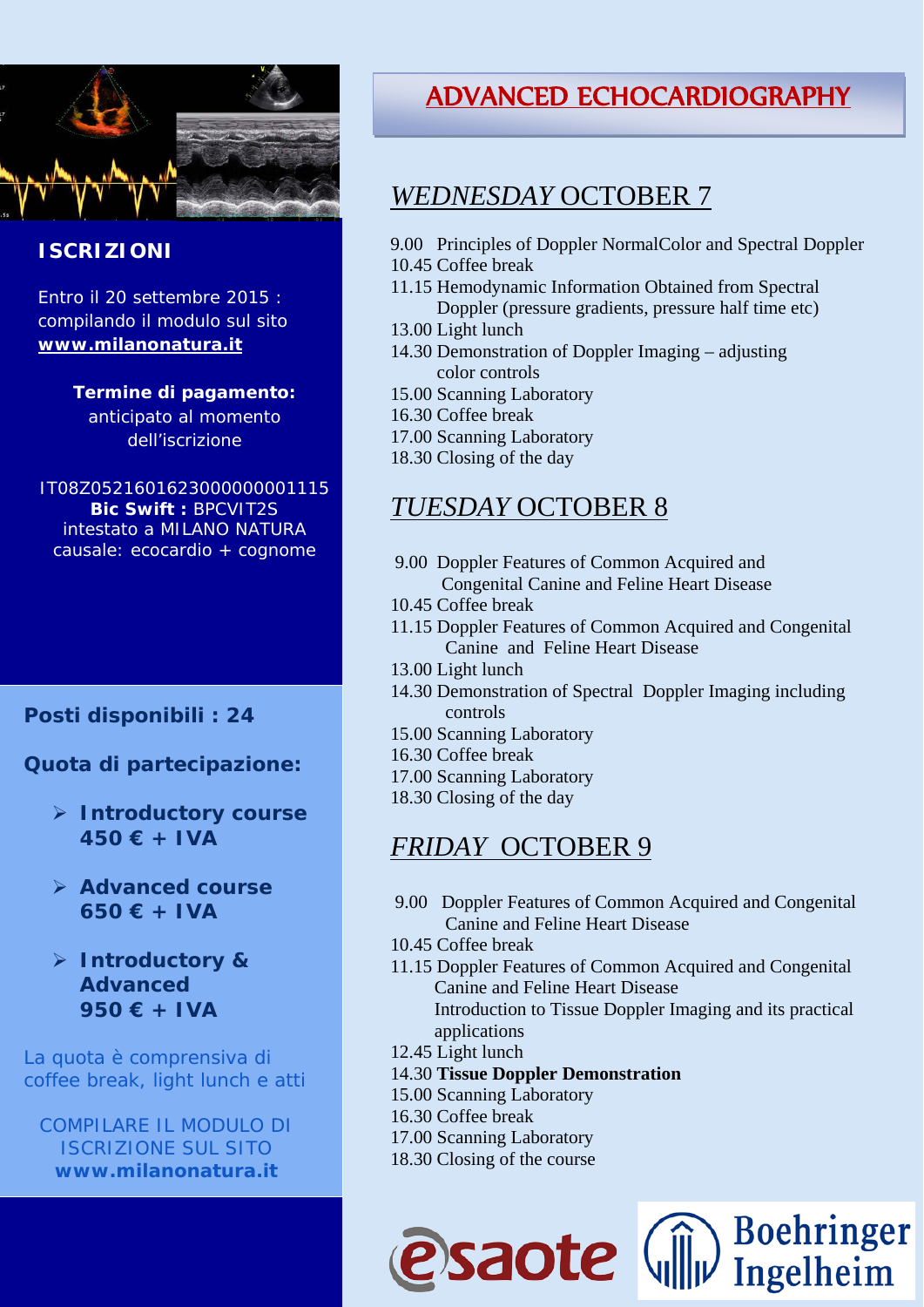## ISCRIZIONI

Entro il 20 settembre 2015 : compilando il modulo sul sito **www.milanonatura.it**

**Termine di pagamento:** anticipato al momento dell'iscrizione

IT08Z0521601623000000001115
**Bic Swift :** BPCVIT2S
intestato a MILANO NATURA
causale: ecocardio + cognome

**Posti disponibili : 24**

**Quota di partecipazione:**

- **Introductory course 450 € + IVA**
- **Advanced course 650 € + IVA**
- **Introductory & Advanced 950 € + IVA**

La quota è comprensiva di coffee break, light lunch e atti

COMPILARE IL MODULO DI ISCRIZIONE SUL SITO **www.milanonatura.it**

# ADVANCED ECHOCARDIOGRAPHY

## *WEDNESDAY* OCTOBER 7

9.00 Principles of Doppler NormalColor and Spectral Doppler
10.45 Coffee break
11.15 Hemodynamic Information Obtained from Spectral Doppler (pressure gradients, pressure half time etc)
13.00 Light lunch
14.30 Demonstration of Doppler Imaging – adjusting color controls
15.00 Scanning Laboratory
16.30 Coffee break
17.00 Scanning Laboratory
18.30 Closing of the day

## *TUESDAY* OCTOBER 8

9.00 Doppler Features of Common Acquired and Congenital Canine and Feline Heart Disease
10.45 Coffee break
11.15 Doppler Features of Common Acquired and Congenital Canine and Feline Heart Disease
13.00 Light lunch
14.30 Demonstration of Spectral Doppler Imaging including controls
15.00 Scanning Laboratory
16.30 Coffee break
17.00 Scanning Laboratory
18.30 Closing of the day

## *FRIDAY* OCTOBER 9

9.00 Doppler Features of Common Acquired and Congenital Canine and Feline Heart Disease
10.45 Coffee break
11.15 Doppler Features of Common Acquired and Congenital Canine and Feline Heart Disease
Introduction to Tissue Doppler Imaging and its practical applications
12.45 Light lunch
14.30 **Tissue Doppler Demonstration**
15.00 Scanning Laboratory
16.30 Coffee break
17.00 Scanning Laboratory
18.30 Closing of the course

esaote Boehringer Ingelheim